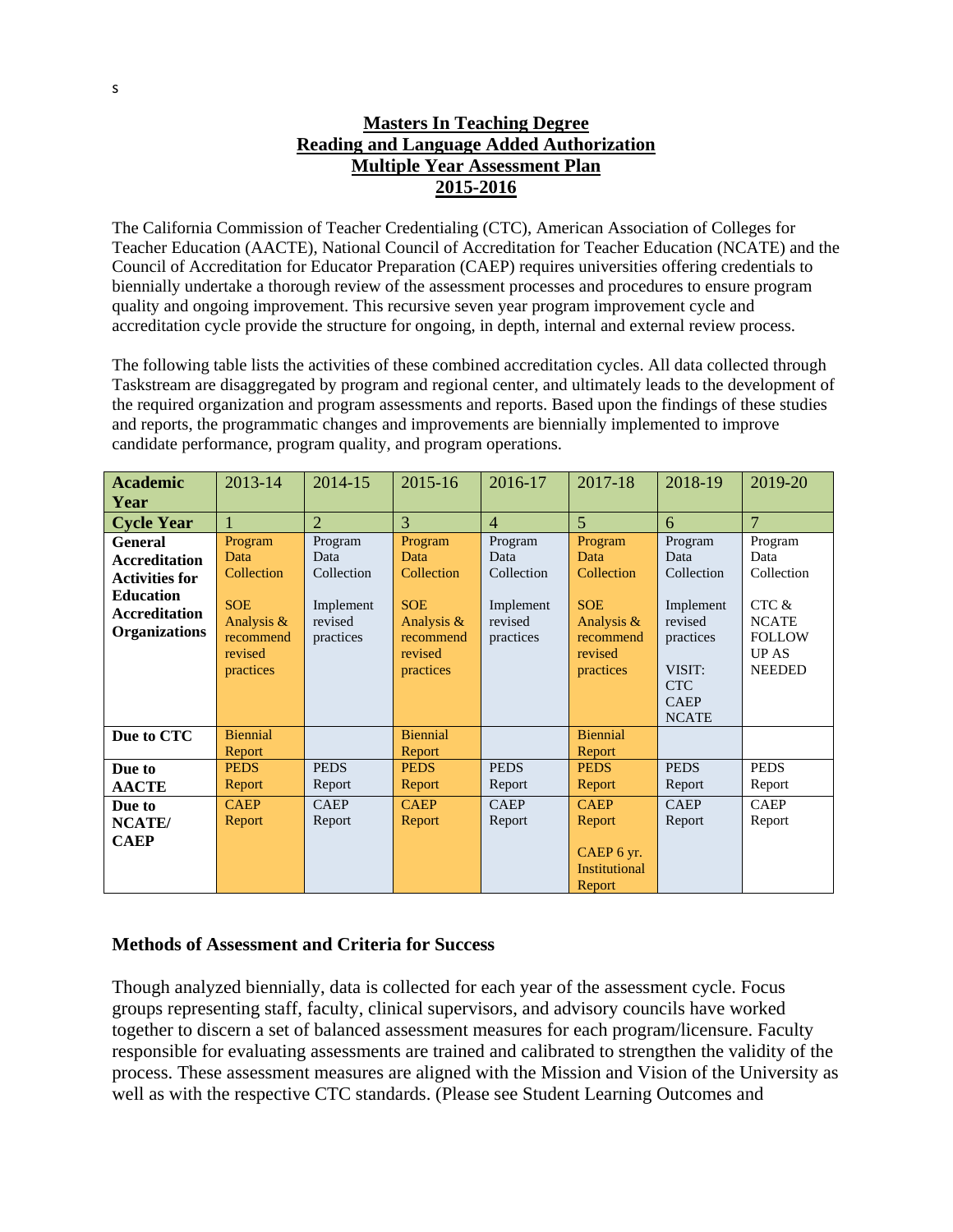s

## Masters In Teaching Degree
## Reading and Language Added Authorization
## Multiple Year Assessment Plan
## 2015-2016

The California Commission of Teacher Credentialing (CTC), American Association of Colleges for Teacher Education (AACTE), National Council of Accreditation for Teacher Education (NCATE) and the Council of Accreditation for Educator Preparation (CAEP) requires universities offering credentials to biennially undertake a thorough review of the assessment processes and procedures to ensure program quality and ongoing improvement. This recursive seven year program improvement cycle and accreditation cycle provide the structure for ongoing, in depth, internal and external review process.

The following table lists the activities of these combined accreditation cycles. All data collected through Taskstream are disaggregated by program and regional center, and ultimately leads to the development of the required organization and program assessments and reports. Based upon the findings of these studies and reports, the programmatic changes and improvements are biennially implemented to improve candidate performance, program quality, and program operations.

| **Academic Year** | 2013-14 | 2014-15 | 2015-16 | 2016-17 | 2017-18 | 2018-19 | 2019-20 |
|---|---|---|---|---|---|---|---|
| **Cycle Year** | 1 | 2 | 3 | 4 | 5 | 6 | 7 |
| **General Accreditation Activities for Education Accreditation Organizations** | Program Data Collection<br><br>SOE Analysis & recommend revised practices | Program Data Collection<br><br>Implement revised practices | Program Data Collection<br><br>SOE Analysis & recommend revised practices | Program Data Collection<br><br>Implement revised practices | Program Data Collection<br><br>SOE Analysis & recommend revised practices | Program Data Collection<br><br>Implement revised practices<br><br>VISIT: CTC CAEP NCATE | Program Data Collection<br><br>CTC & NCATE FOLLOW UP AS NEEDED |
| **Due to CTC** | Biennial Report | | Biennial Report | | Biennial Report | | |
| **Due to AACTE** | PEDS Report | PEDS Report | PEDS Report | PEDS Report | PEDS Report | PEDS Report | PEDS Report |
| **Due to NCATE/ CAEP** | CAEP Report | CAEP Report | CAEP Report | CAEP Report | CAEP Report<br><br>CAEP 6 yr. Institutional Report | CAEP Report | CAEP Report |

### Methods of Assessment and Criteria for Success

Though analyzed biennially, data is collected for each year of the assessment cycle. Focus groups representing staff, faculty, clinical supervisors, and advisory councils have worked together to discern a set of balanced assessment measures for each program/licensure. Faculty responsible for evaluating assessments are trained and calibrated to strengthen the validity of the process. These assessment measures are aligned with the Mission and Vision of the University as well as with the respective CTC standards. (Please see Student Learning Outcomes and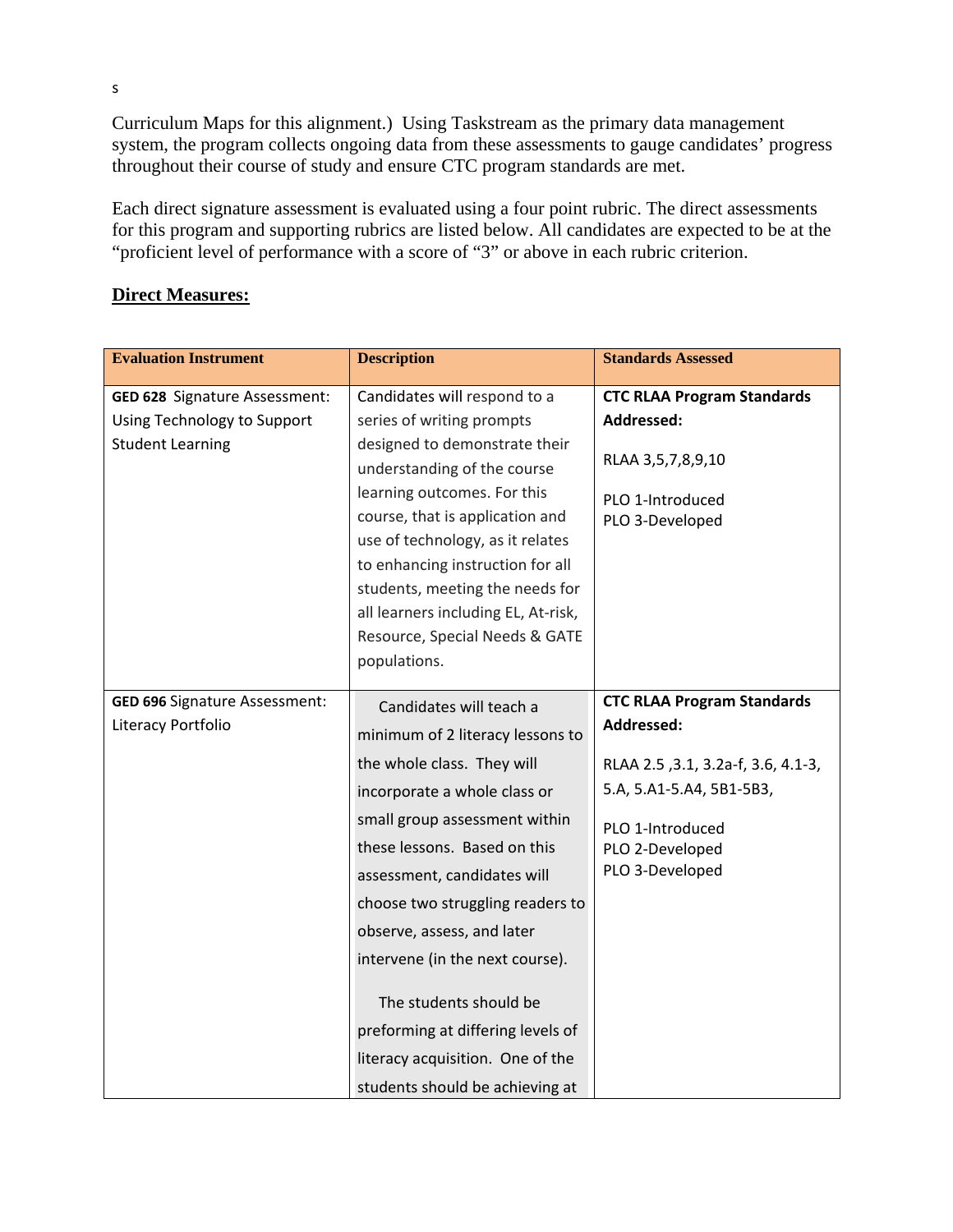s

Curriculum Maps for this alignment.) Using Taskstream as the primary data management system, the program collects ongoing data from these assessments to gauge candidates' progress throughout their course of study and ensure CTC program standards are met.

Each direct signature assessment is evaluated using a four point rubric. The direct assessments for this program and supporting rubrics are listed below. All candidates are expected to be at the "proficient level of performance with a score of "3" or above in each rubric criterion.

**Direct Measures:**

| Evaluation Instrument | Description | Standards Assessed |
|---|---|---|
| **GED 628** Signature Assessment: Using Technology to Support Student Learning | Candidates will respond to a series of writing prompts designed to demonstrate their understanding of the course learning outcomes. For this course, that is application and use of technology, as it relates to enhancing instruction for all students, meeting the needs for all learners including EL, At-risk, Resource, Special Needs & GATE populations. | **CTC RLAA Program Standards Addressed:**<br><br>RLAA 3,5,7,8,9,10<br><br>PLO 1-Introduced<br>PLO 3-Developed |
| **GED 696** Signature Assessment: Literacy Portfolio | Candidates will teach a minimum of 2 literacy lessons to the whole class. They will incorporate a whole class or small group assessment within these lessons. Based on this assessment, candidates will choose two struggling readers to observe, assess, and later intervene (in the next course).<br><br>The students should be preforming at differing levels of literacy acquisition. One of the students should be achieving at | **CTC RLAA Program Standards Addressed:**<br><br>RLAA 2.5 ,3.1, 3.2a-f, 3.6, 4.1-3, 5.A, 5.A1-5.A4, 5B1-5B3,<br><br>PLO 1-Introduced<br>PLO 2-Developed<br>PLO 3-Developed |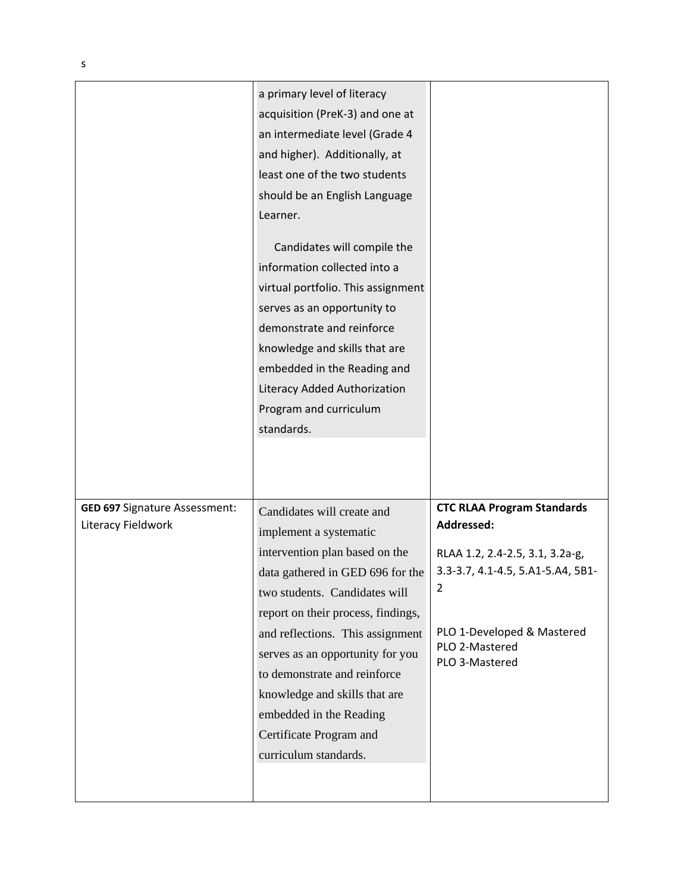s

| | | |
|---|---|---|
| | a primary level of literacy acquisition (PreK-3) and one at an intermediate level (Grade 4 and higher). Additionally, at least one of the two students should be an English Language Learner.<br><br>Candidates will compile the information collected into a virtual portfolio. This assignment serves as an opportunity to demonstrate and reinforce knowledge and skills that are embedded in the Reading and Literacy Added Authorization Program and curriculum standards. | |
| **GED 697** Signature Assessment: Literacy Fieldwork | Candidates will create and implement a systematic intervention plan based on the data gathered in GED 696 for the two students. Candidates will report on their process, findings, and reflections. This assignment serves as an opportunity for you to demonstrate and reinforce knowledge and skills that are embedded in the Reading Certificate Program and curriculum standards. | **CTC RLAA Program Standards Addressed:**<br><br>RLAA 1.2, 2.4-2.5, 3.1, 3.2a-g, 3.3-3.7, 4.1-4.5, 5.A1-5.A4, 5B1-2<br><br>PLO 1-Developed & Mastered<br>PLO 2-Mastered<br>PLO 3-Mastered |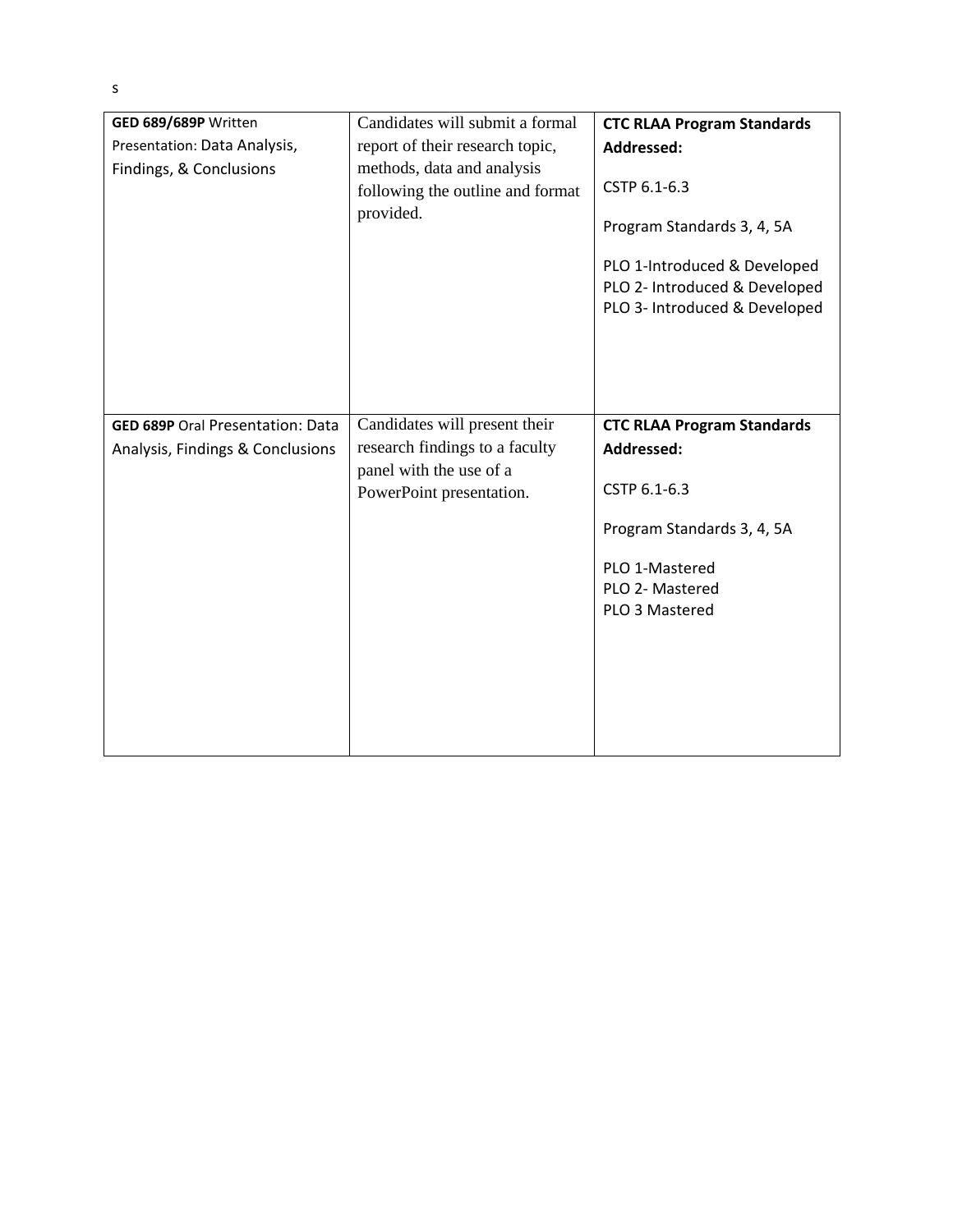s

| | | |
|---|---|---|
| **GED 689/689P** Written Presentation: Data Analysis, Findings, & Conclusions | Candidates will submit a formal report of their research topic, methods, data and analysis following the outline and format provided. | **CTC RLAA Program Standards Addressed:**<br><br>CSTP 6.1-6.3<br><br>Program Standards 3, 4, 5A<br><br>PLO 1-Introduced & Developed<br>PLO 2- Introduced & Developed<br>PLO 3- Introduced & Developed |
| **GED 689P** Oral Presentation: Data Analysis, Findings & Conclusions | Candidates will present their research findings to a faculty panel with the use of a PowerPoint presentation. | **CTC RLAA Program Standards Addressed:**<br><br>CSTP 6.1-6.3<br><br>Program Standards 3, 4, 5A<br><br>PLO 1-Mastered<br>PLO 2- Mastered<br>PLO 3 Mastered |